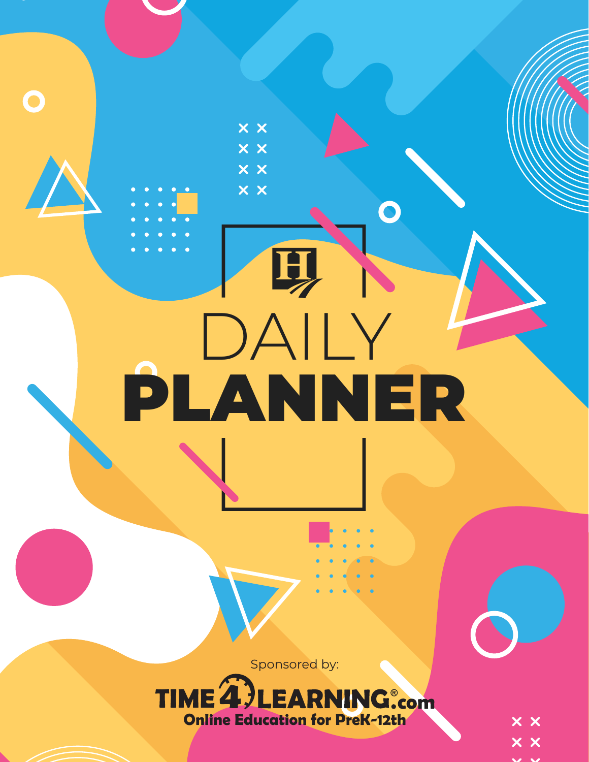# DAILY PLANNER

Sponsored by:

**TIME4LEARNING.com**

**Online Education for PreK-12th**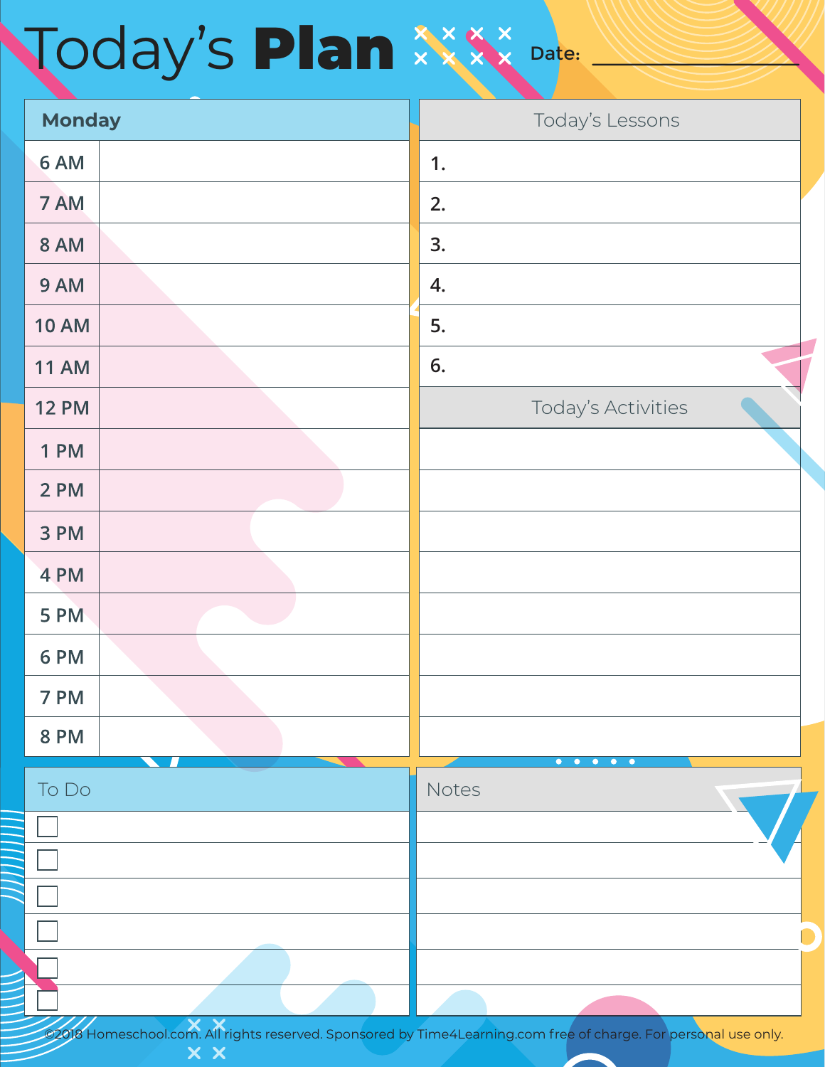# Today's **Plan**

Date: ________________

| Monday | |
|---|---|
| 6 AM | |
| 7 AM | |
| 8 AM | |
| 9 AM | |
| 10 AM | |
| 11 AM | |
| 12 PM | |
| 1 PM | |
| 2 PM | |
| 3 PM | |
| 4 PM | |
| 5 PM | |
| 6 PM | |
| 7 PM | |
| 8 PM | |

| Today's Lessons |
|---|
| 1. |
| 2. |
| 3. |
| 4. |
| 5. |
| 6. |

| Today's Activities |
|---|
| |
| |
| |
| |
| |
| |
| |
| |

| To Do |
|---|
| ☐ |
| ☐ |
| ☐ |
| ☐ |
| ☐ |
| ☐ |

| Notes |
|---|
| |
| |
| |
| |
| |
| |

©2018 Homeschool.com. All rights reserved. Sponsored by Time4Learning.com free of charge. For personal use only.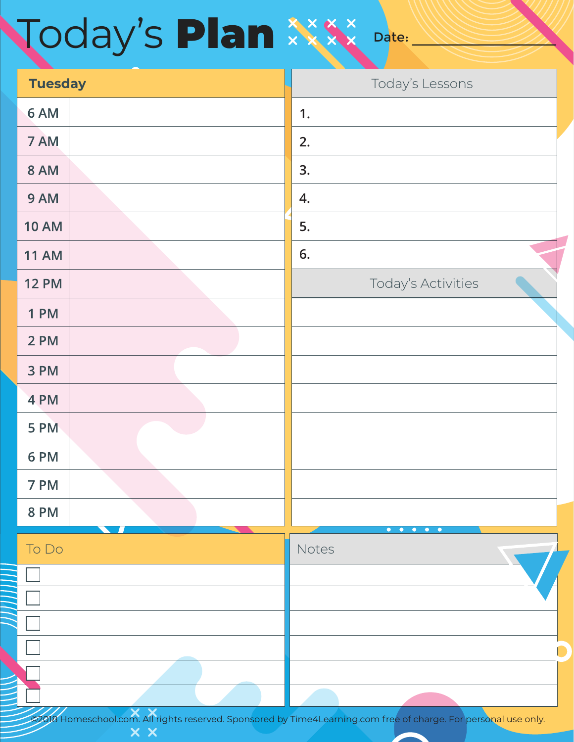# Today's **Plan**

Date: ____________________

| Tuesday | |
|---|---|
| 6 AM | |
| 7 AM | |
| 8 AM | |
| 9 AM | |
| 10 AM | |
| 11 AM | |
| 12 PM | |
| 1 PM | |
| 2 PM | |
| 3 PM | |
| 4 PM | |
| 5 PM | |
| 6 PM | |
| 7 PM | |
| 8 PM | |

| Today's Lessons |
|---|
| 1. |
| 2. |
| 3. |
| 4. |
| 5. |
| 6. |

| Today's Activities |
|---|
| |
| |
| |
| |
| |
| |
| |
| |

| To Do |
|---|
| ☐ |
| ☐ |
| ☐ |
| ☐ |
| ☐ |
| ☐ |

| Notes |
|---|
| |
| |
| |
| |
| |
| |

©2018 Homeschool.com. All rights reserved. Sponsored by Time4Learning.com free of charge. For personal use only.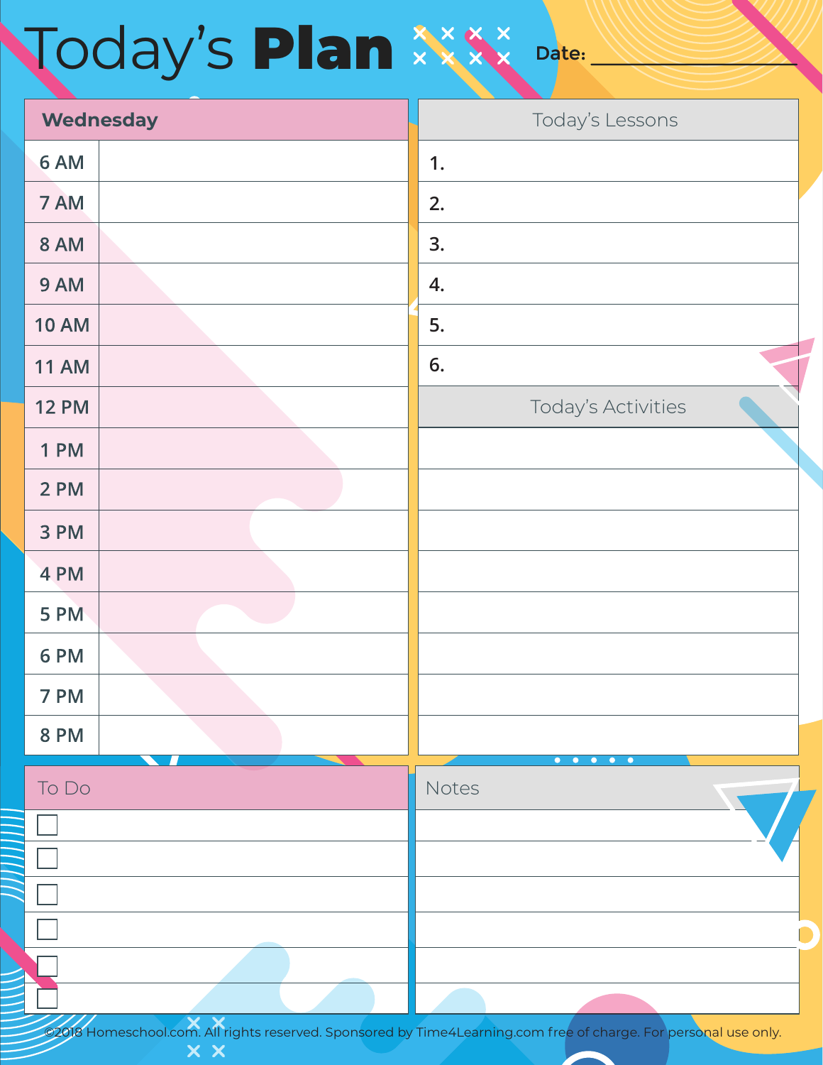# Today's **Plan**

Date: ____________________

| Wednesday | |
| --- | --- |
| 6 AM | |
| 7 AM | |
| 8 AM | |
| 9 AM | |
| 10 AM | |
| 11 AM | |
| 12 PM | |
| 1 PM | |
| 2 PM | |
| 3 PM | |
| 4 PM | |
| 5 PM | |
| 6 PM | |
| 7 PM | |
| 8 PM | |

| Today's Lessons |
| --- |
| 1. |
| 2. |
| 3. |
| 4. |
| 5. |
| 6. |

| Today's Activities |
| --- |
| |
| |
| |
| |
| |
| |
| |
| |

| To Do |
| --- |
| ☐ |
| ☐ |
| ☐ |
| ☐ |
| ☐ |
| ☐ |

| Notes |
| --- |
| |
| |
| |
| |
| |
| |

©2018 Homeschool.com. All rights reserved. Sponsored by Time4Learning.com free of charge. For personal use only.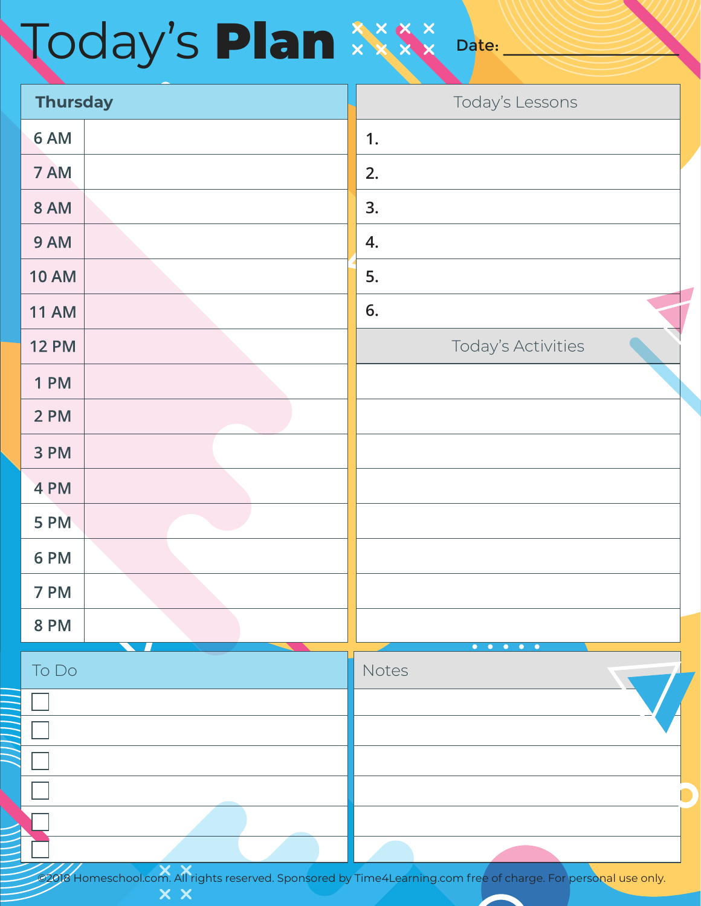# Today's **Plan**

Date: ____________________

| Thursday | |
|---|---|
| 6 AM | |
| 7 AM | |
| 8 AM | |
| 9 AM | |
| 10 AM | |
| 11 AM | |
| 12 PM | |
| 1 PM | |
| 2 PM | |
| 3 PM | |
| 4 PM | |
| 5 PM | |
| 6 PM | |
| 7 PM | |
| 8 PM | |

| Today's Lessons |
|---|
| 1. |
| 2. |
| 3. |
| 4. |
| 5. |
| 6. |

| Today's Activities |
|---|
| |
| |
| |
| |
| |
| |
| |
| |

| To Do |
|---|
| ☐ |
| ☐ |
| ☐ |
| ☐ |
| ☐ |
| ☐ |

| Notes |
|---|
| |
| |
| |
| |
| |
| |

©2018 Homeschool.com. All rights reserved. Sponsored by Time4Learning.com free of charge. For personal use only.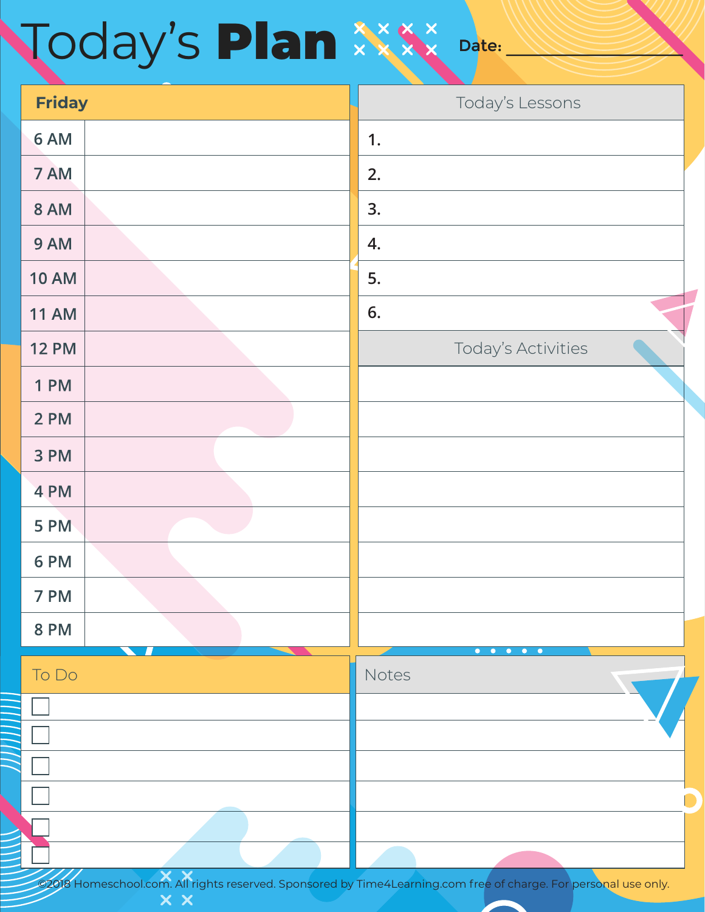# Today's **Plan**

**Date:** ____________________

| Friday | |
|---|---|
| 6 AM | |
| 7 AM | |
| 8 AM | |
| 9 AM | |
| 10 AM | |
| 11 AM | |
| 12 PM | |
| 1 PM | |
| 2 PM | |
| 3 PM | |
| 4 PM | |
| 5 PM | |
| 6 PM | |
| 7 PM | |
| 8 PM | |

| Today's Lessons |
|---|
| 1. |
| 2. |
| 3. |
| 4. |
| 5. |
| 6. |

| Today's Activities |
|---|
| |
| |
| |
| |
| |
| |
| |
| |

| To Do |
|---|
| ☐ |
| ☐ |
| ☐ |
| ☐ |
| ☐ |
| ☐ |

| Notes |
|---|
| |
| |
| |
| |
| |
| |

©2018 Homeschool.com. All rights reserved. Sponsored by Time4Learning.com free of charge. For personal use only.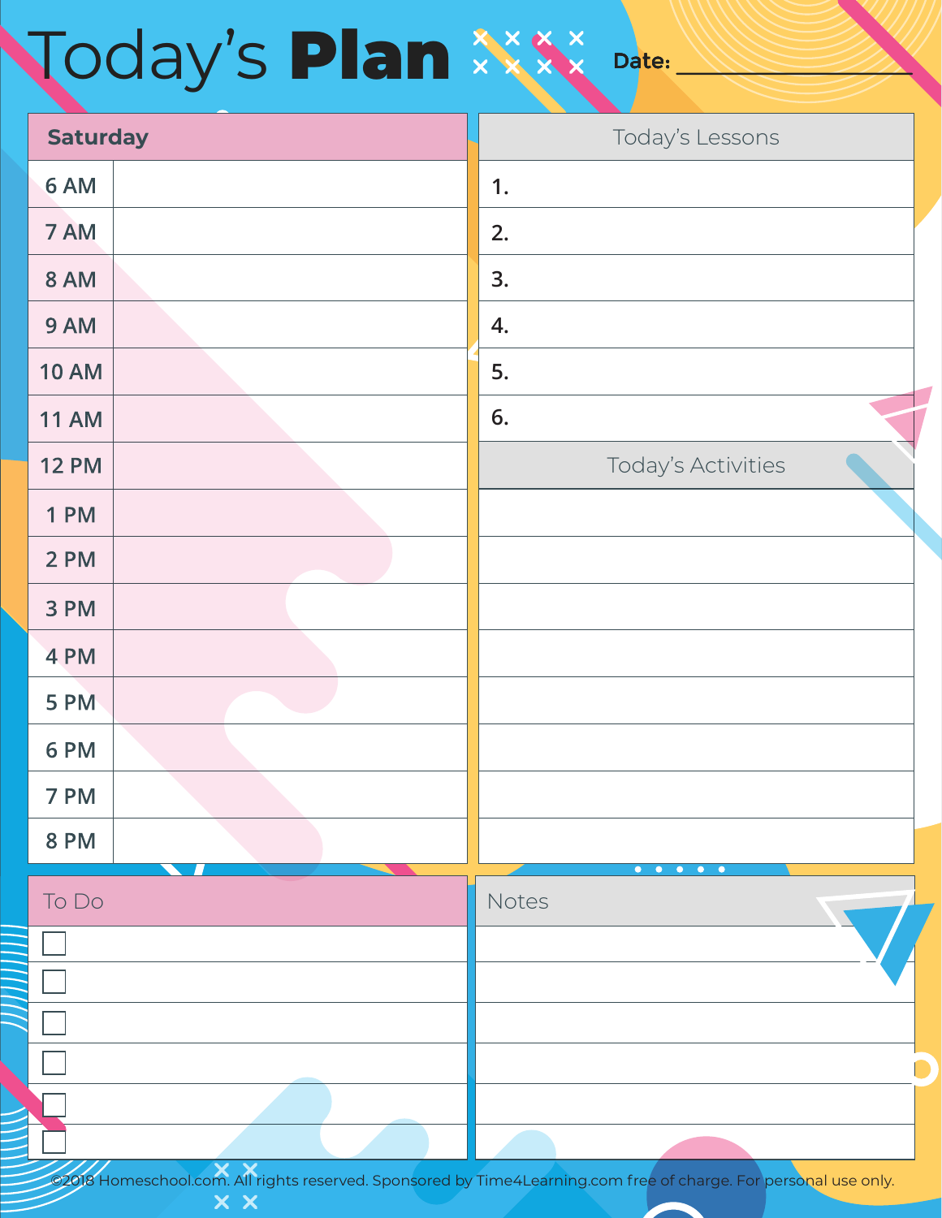# Today's **Plan**

**Date:** ____________________

| Saturday | |
|---|---|
| 6 AM | |
| 7 AM | |
| 8 AM | |
| 9 AM | |
| 10 AM | |
| 11 AM | |
| 12 PM | |
| 1 PM | |
| 2 PM | |
| 3 PM | |
| 4 PM | |
| 5 PM | |
| 6 PM | |
| 7 PM | |
| 8 PM | |

| Today's Lessons |
|---|
| 1. |
| 2. |
| 3. |
| 4. |
| 5. |
| 6. |

| Today's Activities |
|---|
| |
| |
| |
| |
| |
| |
| |
| |

| To Do |
|---|
| ☐ |
| ☐ |
| ☐ |
| ☐ |
| ☐ |
| ☐ |

| Notes |
|---|
| |
| |
| |
| |
| |
| |

©2018 Homeschool.com. All rights reserved. Sponsored by Time4Learning.com free of charge. For personal use only.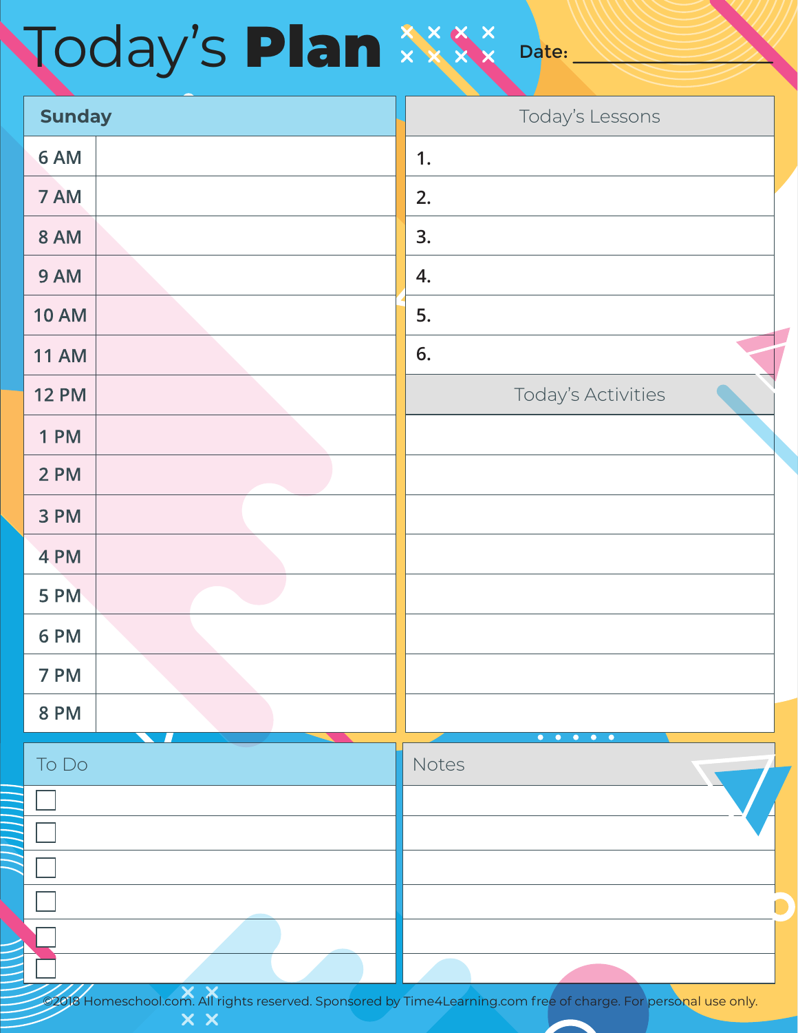# Today's **Plan**

Date: ________________

| Sunday | |
|---|---|
| 6 AM | |
| 7 AM | |
| 8 AM | |
| 9 AM | |
| 10 AM | |
| 11 AM | |
| 12 PM | |
| 1 PM | |
| 2 PM | |
| 3 PM | |
| 4 PM | |
| 5 PM | |
| 6 PM | |
| 7 PM | |
| 8 PM | |

| Today's Lessons |
|---|
| 1. |
| 2. |
| 3. |
| 4. |
| 5. |
| 6. |

| Today's Activities |
|---|
| |
| |
| |
| |
| |
| |
| |
| |

| To Do |
|---|
| ☐ |
| ☐ |
| ☐ |
| ☐ |
| ☐ |
| ☐ |

| Notes |
|---|
| |
| |
| |
| |
| |

©2018 Homeschool.com. All rights reserved. Sponsored by Time4Learning.com free of charge. For personal use only.